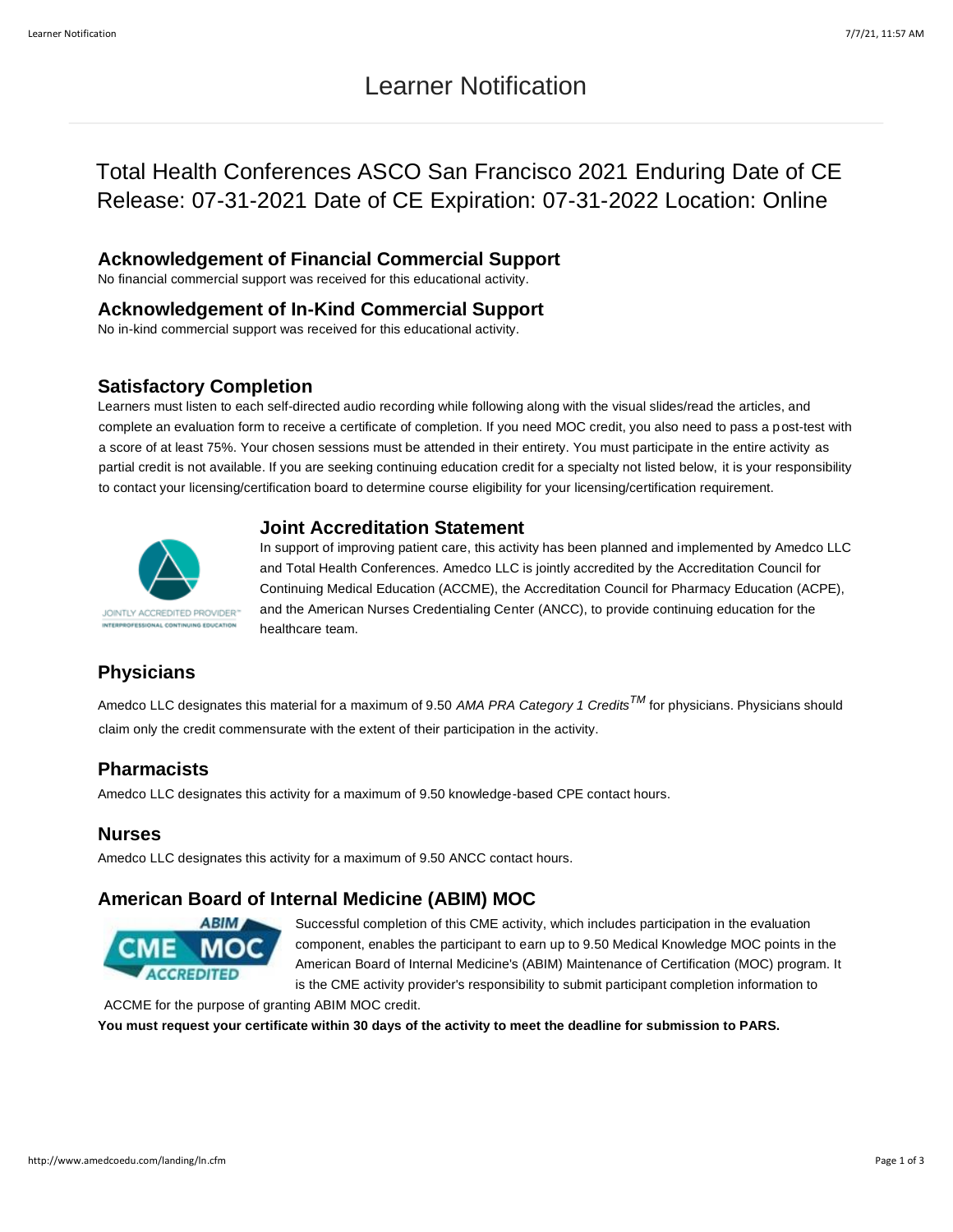# Learner Notification

## Total Health Conferences ASCO San Francisco 2021 Enduring Date of CE Release: 07-31-2021 Date of CE Expiration: 07-31-2022 Location: Online

### Acknowledgement of Financial Commercial Support

No financial commercial support was received for this educational activity.

### Acknowledgement of In-Kind Commercial Support

No in-kind commercial support was received for this educational activity.

### Satisfactory Completion

Learners must listen to each self-directed audio recording while following along with the visual slides/read the articles, and complete an evaluation form to receive a certificate of completion. If you need MOC credit, you also need to pass a post-test with a score of at least 75%. Your chosen sessions must be attended in their entirety. You must participate in the entire activity as partial credit is not available. If you are seeking continuing education credit for a specialty not listed below, it is your responsibility to contact your licensing/certification board to determine course eligibility for your licensing/certification requirement.

### Joint Accreditation Statement

In support of improving patient care, this activity has been planned and implemented by Amedco LLC and Total Health Conferences. Amedco LLC is jointly accredited by the Accreditation Council for Continuing Medical Education (ACCME), the Accreditation Council for Pharmacy Education (ACPE), and the American Nurses Credentialing Center (ANCC), to provide continuing education for the healthcare team.

### Physicians

Amedco LLC designates this material for a maximum of 9.50 *AMA PRA Category 1 Credits™* for physicians. Physicians should claim only the credit commensurate with the extent of their participation in the activity.

### Pharmacists

Amedco LLC designates this activity for a maximum of 9.50 knowledge-based CPE contact hours.

### Nurses

Amedco LLC designates this activity for a maximum of 9.50 ANCC contact hours.

### American Board of Internal Medicine (ABIM) MOC

Successful completion of this CME activity, which includes participation in the evaluation component, enables the participant to earn up to 9.50 Medical Knowledge MOC points in the American Board of Internal Medicine's (ABIM) Maintenance of Certification (MOC) program. It is the CME activity provider's responsibility to submit participant completion information to ACCME for the purpose of granting ABIM MOC credit.

**You must request your certificate within 30 days of the activity to meet the deadline for submission to PARS.**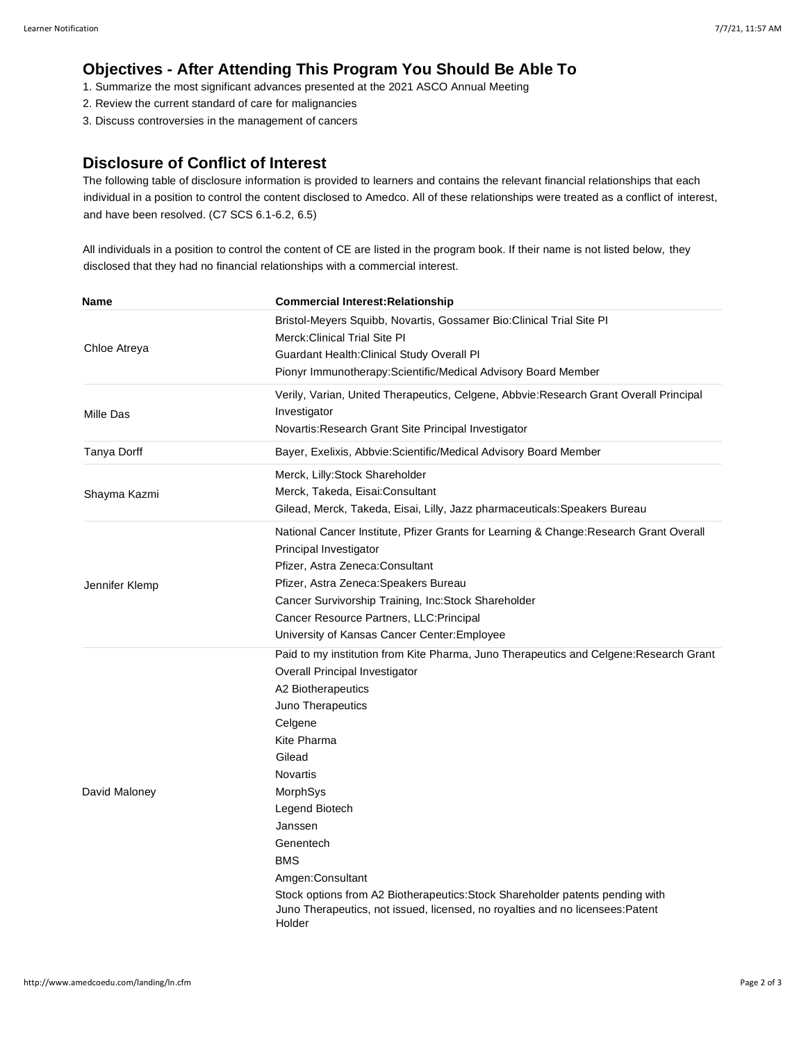## Objectives - After Attending This Program You Should Be Able To

1. Summarize the most significant advances presented at the 2021 ASCO Annual Meeting
2. Review the current standard of care for malignancies
3. Discuss controversies in the management of cancers

## Disclosure of Conflict of Interest

The following table of disclosure information is provided to learners and contains the relevant financial relationships that each individual in a position to control the content disclosed to Amedco. All of these relationships were treated as a conflict of interest, and have been resolved. (C7 SCS 6.1-6.2, 6.5)

All individuals in a position to control the content of CE are listed in the program book. If their name is not listed below, they disclosed that they had no financial relationships with a commercial interest.

| Name | Commercial Interest:Relationship |
| --- | --- |
| Chloe Atreya | Bristol-Meyers Squibb, Novartis, Gossamer Bio:Clinical Trial Site PI<br>Merck:Clinical Trial Site PI<br>Guardant Health:Clinical Study Overall PI<br>Pionyr Immunotherapy:Scientific/Medical Advisory Board Member |
| Mille Das | Verily, Varian, United Therapeutics, Celgene, Abbvie:Research Grant Overall Principal Investigator<br>Novartis:Research Grant Site Principal Investigator |
| Tanya Dorff | Bayer, Exelixis, Abbvie:Scientific/Medical Advisory Board Member |
| Shayma Kazmi | Merck, Lilly:Stock Shareholder<br>Merck, Takeda, Eisai:Consultant<br>Gilead, Merck, Takeda, Eisai, Lilly, Jazz pharmaceuticals:Speakers Bureau |
| Jennifer Klemp | National Cancer Institute, Pfizer Grants for Learning & Change:Research Grant Overall Principal Investigator<br>Pfizer, Astra Zeneca:Consultant<br>Pfizer, Astra Zeneca:Speakers Bureau<br>Cancer Survivorship Training, Inc:Stock Shareholder<br>Cancer Resource Partners, LLC:Principal<br>University of Kansas Cancer Center:Employee |
| David Maloney | Paid to my institution from Kite Pharma, Juno Therapeutics and Celgene:Research Grant Overall Principal Investigator<br>A2 Biotherapeutics<br>Juno Therapeutics<br>Celgene<br>Kite Pharma<br>Gilead<br>Novartis<br>MorphSys<br>Legend Biotech<br>Janssen<br>Genentech<br>BMS<br>Amgen:Consultant<br>Stock options from A2 Biotherapeutics:Stock Shareholder patents pending with Juno Therapeutics, not issued, licensed, no royalties and no licensees:Patent Holder |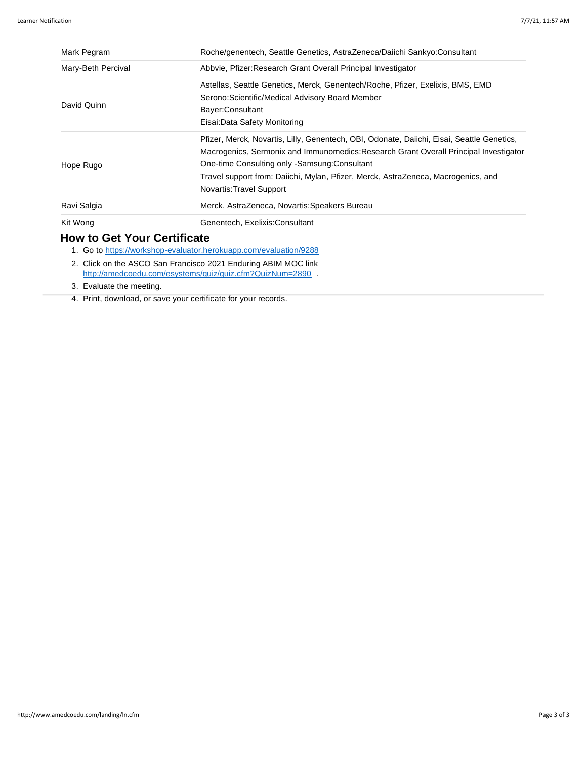| | |
|---|---|
| Mark Pegram | Roche/genentech, Seattle Genetics, AstraZeneca/Daiichi Sankyo:Consultant |
| Mary-Beth Percival | Abbvie, Pfizer:Research Grant Overall Principal Investigator |
| David Quinn | Astellas, Seattle Genetics, Merck, Genentech/Roche, Pfizer, Exelixis, BMS, EMD Serono:Scientific/Medical Advisory Board Member<br>Bayer:Consultant<br>Eisai:Data Safety Monitoring |
| Hope Rugo | Pfizer, Merck, Novartis, Lilly, Genentech, OBI, Odonate, Daiichi, Eisai, Seattle Genetics, Macrogenics, Sermonix and Immunomedics:Research Grant Overall Principal Investigator<br>One-time Consulting only -Samsung:Consultant<br>Travel support from: Daiichi, Mylan, Pfizer, Merck, AstraZeneca, Macrogenics, and Novartis:Travel Support |
| Ravi Salgia | Merck, AstraZeneca, Novartis:Speakers Bureau |
| Kit Wong | Genentech, Exelixis:Consultant |

## How to Get Your Certificate

1. Go to https://workshop-evaluator.herokuapp.com/evaluation/9288
2. Click on the ASCO San Francisco 2021 Enduring ABIM MOC link http://amedcoedu.com/esystems/quiz/quiz.cfm?QuizNum=2890 .
3. Evaluate the meeting.
4. Print, download, or save your certificate for your records.